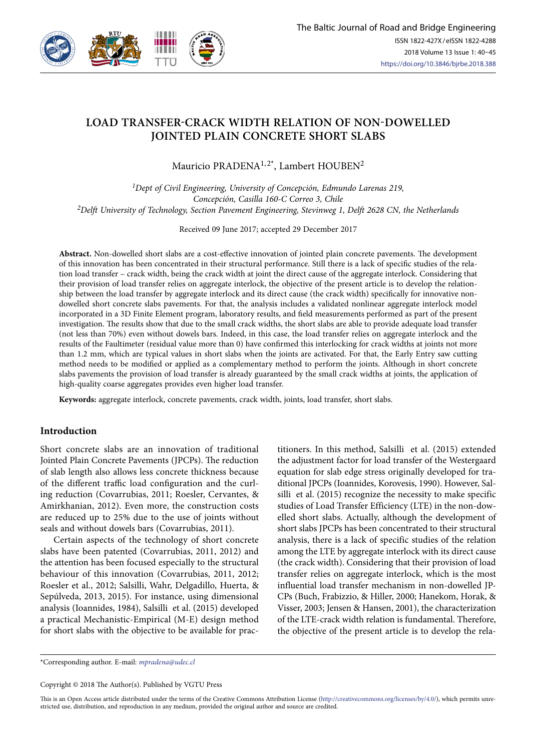# LOAD TRANSFER-CRACK WIDTH RELATION OF NON-DOWELLED JOINTED PLAIN CONCRETE SHORT SLABS

Mauricio PRADENA[1,2*], Lambert HOUBEN[2]

[1]*Dept of Civil Engineering, University of Concepción, Edmundo Larenas 219, Concepción, Casilla 160-C Correo 3, Chile*
[2]*Delft University of Technology, Section Pavement Engineering, Stevinweg 1, Delft 2628 CN, the Netherlands*

Received 09 June 2017; accepted 29 December 2017

**Abstract.** Non-dowelled short slabs are a cost-effective innovation of jointed plain concrete pavements. The development of this innovation has been concentrated in their structural performance. Still there is a lack of specific studies of the relation load transfer – crack width, being the crack width at joint the direct cause of the aggregate interlock. Considering that their provision of load transfer relies on aggregate interlock, the objective of the present article is to develop the relationship between the load transfer by aggregate interlock and its direct cause (the crack width) specifically for innovative non-dowelled short concrete slabs pavements. For that, the analysis includes a validated nonlinear aggregate interlock model incorporated in a 3D Finite Element program, laboratory results, and field measurements performed as part of the present investigation. The results show that due to the small crack widths, the short slabs are able to provide adequate load transfer (not less than 70%) even without dowels bars. Indeed, in this case, the load transfer relies on aggregate interlock and the results of the Faultimeter (residual value more than 0) have confirmed this interlocking for crack widths at joints not more than 1.2 mm, which are typical values in short slabs when the joints are activated. For that, the Early Entry saw cutting method needs to be modified or applied as a complementary method to perform the joints. Although in short concrete slabs pavements the provision of load transfer is already guaranteed by the small crack widths at joints, the application of high-quality coarse aggregates provides even higher load transfer.

**Keywords:** aggregate interlock, concrete pavements, crack width, joints, load transfer, short slabs.

## Introduction

Short concrete slabs are an innovation of traditional Jointed Plain Concrete Pavements (JPCPs). The reduction of slab length also allows less concrete thickness because of the different traffic load configuration and the curling reduction (Covarrubias, 2011; Roesler, Cervantes, & Amirkhanian, 2012). Even more, the construction costs are reduced up to 25% due to the use of joints without seals and without dowels bars (Covarrubias, 2011).

Certain aspects of the technology of short concrete slabs have been patented (Covarrubias, 2011, 2012) and the attention has been focused especially to the structural behaviour of this innovation (Covarrubias, 2011, 2012; Roesler et al., 2012; Salsilli, Wahr, Delgadillo, Huerta, & Sepúlveda, 2013, 2015). For instance, using dimensional analysis (Ioannides, 1984), Salsilli et al. (2015) developed a practical Mechanistic-Empirical (M-E) design method for short slabs with the objective to be available for practitioners. In this method, Salsilli et al. (2015) extended the adjustment factor for load transfer of the Westergaard equation for slab edge stress originally developed for traditional JPCPs (Ioannides, Korovesis, 1990). However, Salsilli et al. (2015) recognize the necessity to make specific studies of Load Transfer Efficiency (LTE) in the non-dowelled short slabs. Actually, although the development of short slabs JPCPs has been concentrated to their structural analysis, there is a lack of specific studies of the relation among the LTE by aggregate interlock with its direct cause (the crack width). Considering that their provision of load transfer relies on aggregate interlock, which is the most influential load transfer mechanism in non-dowelled JPCPs (Buch, Frabizzio, & Hiller, 2000; Hanekom, Horak, & Visser, 2003; Jensen & Hansen, 2001), the characterization of the LTE-crack width relation is fundamental. Therefore, the objective of the present article is to develop the rela-

*Corresponding author. E-mail: *mpradena@udec.cl*

Copyright © 2018 The Author(s). Published by VGTU Press

This is an Open Access article distributed under the terms of the Creative Commons Attribution License (http://creativecommons.org/licenses/by/4.0/), which permits unrestricted use, distribution, and reproduction in any medium, provided the original author and source are credited.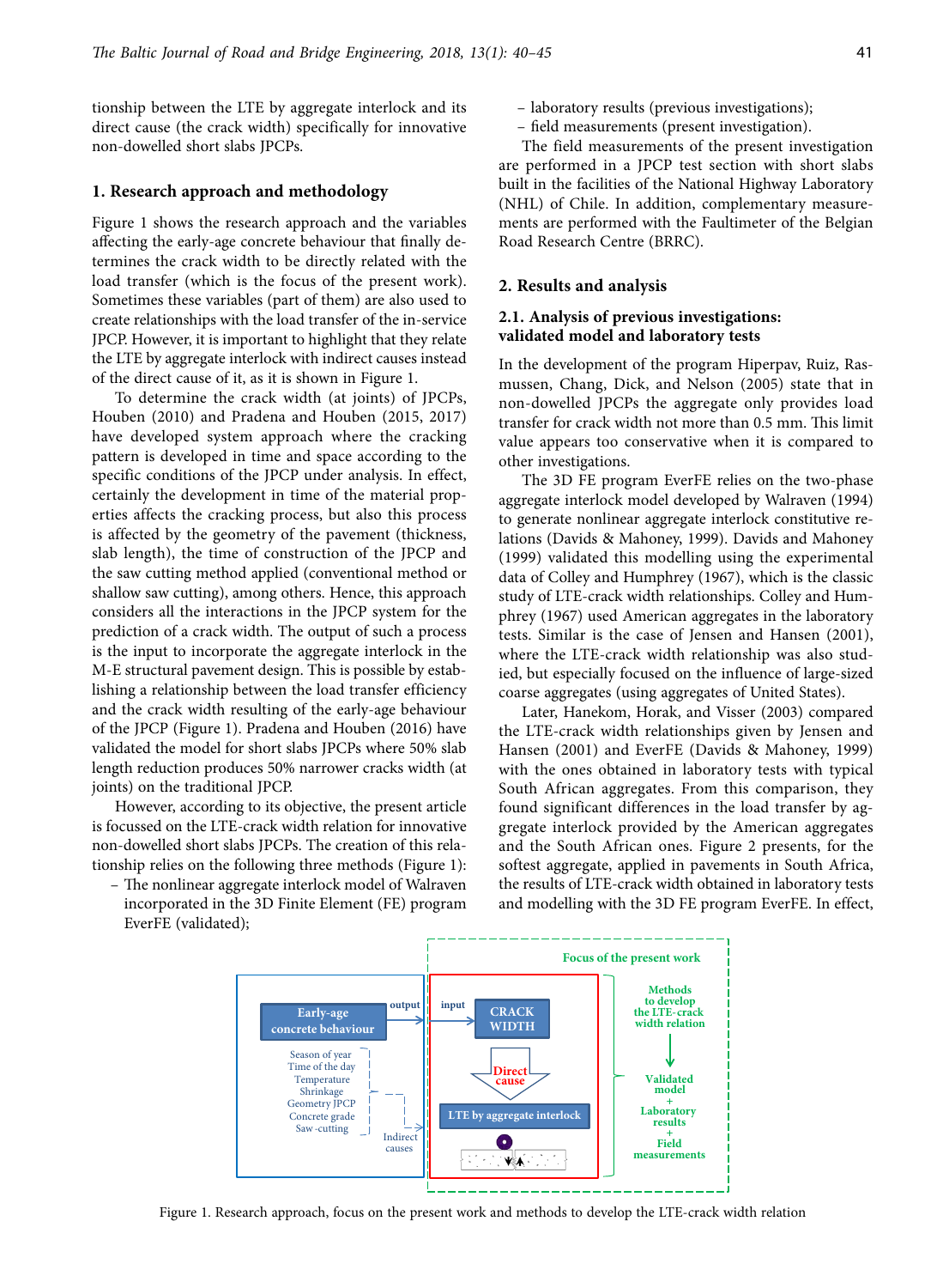tionship between the LTE by aggregate interlock and its direct cause (the crack width) specifically for innovative non-dowelled short slabs JPCPs.

## 1. Research approach and methodology

Figure 1 shows the research approach and the variables affecting the early-age concrete behaviour that finally determines the crack width to be directly related with the load transfer (which is the focus of the present work). Sometimes these variables (part of them) are also used to create relationships with the load transfer of the in-service JPCP. However, it is important to highlight that they relate the LTE by aggregate interlock with indirect causes instead of the direct cause of it, as it is shown in Figure 1.

To determine the crack width (at joints) of JPCPs, Houben (2010) and Pradena and Houben (2015, 2017) have developed system approach where the cracking pattern is developed in time and space according to the specific conditions of the JPCP under analysis. In effect, certainly the development in time of the material properties affects the cracking process, but also this process is affected by the geometry of the pavement (thickness, slab length), the time of construction of the JPCP and the saw cutting method applied (conventional method or shallow saw cutting), among others. Hence, this approach considers all the interactions in the JPCP system for the prediction of a crack width. The output of such a process is the input to incorporate the aggregate interlock in the M-E structural pavement design. This is possible by establishing a relationship between the load transfer efficiency and the crack width resulting of the early-age behaviour of the JPCP (Figure 1). Pradena and Houben (2016) have validated the model for short slabs JPCPs where 50% slab length reduction produces 50% narrower cracks width (at joints) on the traditional JPCP.

However, according to its objective, the present article is focussed on the LTE-crack width relation for innovative non-dowelled short slabs JPCPs. The construction of this relationship relies on the following three methods (Figure 1):

- The nonlinear aggregate interlock model of Walraven incorporated in the 3D Finite Element (FE) program EverFE (validated);
- laboratory results (previous investigations);
- field measurements (present investigation).

The field measurements of the present investigation are performed in a JPCP test section with short slabs built in the facilities of the National Highway Laboratory (NHL) of Chile. In addition, complementary measurements are performed with the Faultimeter of the Belgian Road Research Centre (BRRC).

## 2. Results and analysis

### 2.1. Analysis of previous investigations: validated model and laboratory tests

In the development of the program Hiperpav, Ruiz, Rasmussen, Chang, Dick, and Nelson (2005) state that in non-dowelled JPCPs the aggregate only provides load transfer for crack width not more than 0.5 mm. This limit value appears too conservative when it is compared to other investigations.

The 3D FE program EverFE relies on the two-phase aggregate interlock model developed by Walraven (1994) to generate nonlinear aggregate interlock constitutive relations (Davids & Mahoney, 1999). Davids and Mahoney (1999) validated this modelling using the experimental data of Colley and Humphrey (1967), which is the classic study of LTE-crack width relationships. Colley and Humphrey (1967) used American aggregates in the laboratory tests. Similar is the case of Jensen and Hansen (2001), where the LTE-crack width relationship was also studied, but especially focused on the influence of large-sized coarse aggregates (using aggregates of United States).

Later, Hanekom, Horak, and Visser (2003) compared the LTE-crack width relationships given by Jensen and Hansen (2001) and EverFE (Davids & Mahoney, 1999) with the ones obtained in laboratory tests with typical South African aggregates. From this comparison, they found significant differences in the load transfer by aggregate interlock provided by the American aggregates and the South African ones. Figure 2 presents, for the softest aggregate, applied in pavements in South Africa, the results of LTE-crack width obtained in laboratory tests and modelling with the 3D FE program EverFE. In effect,

Figure 1. Research approach, focus on the present work and methods to develop the LTE-crack width relation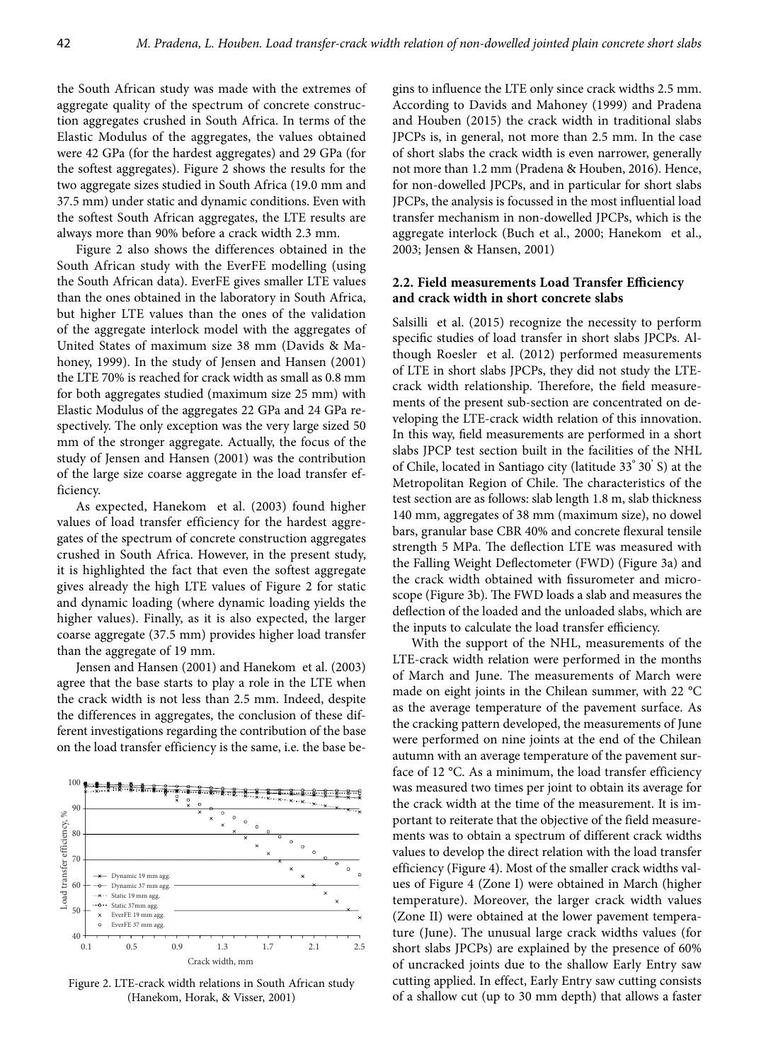the South African study was made with the extremes of aggregate quality of the spectrum of concrete construction aggregates crushed in South Africa. In terms of the Elastic Modulus of the aggregates, the values obtained were 42 GPa (for the hardest aggregates) and 29 GPa (for the softest aggregates). Figure 2 shows the results for the two aggregate sizes studied in South Africa (19.0 mm and 37.5 mm) under static and dynamic conditions. Even with the softest South African aggregates, the LTE results are always more than 90% before a crack width 2.3 mm.

Figure 2 also shows the differences obtained in the South African study with the EverFE modelling (using the South African data). EverFE gives smaller LTE values than the ones obtained in the laboratory in South Africa, but higher LTE values than the ones of the validation of the aggregate interlock model with the aggregates of United States of maximum size 38 mm (Davids & Mahoney, 1999). In the study of Jensen and Hansen (2001) the LTE 70% is reached for crack width as small as 0.8 mm for both aggregates studied (maximum size 25 mm) with Elastic Modulus of the aggregates 22 GPa and 24 GPa respectively. The only exception was the very large sized 50 mm of the stronger aggregate. Actually, the focus of the study of Jensen and Hansen (2001) was the contribution of the large size coarse aggregate in the load transfer efficiency.

As expected, Hanekom et al. (2003) found higher values of load transfer efficiency for the hardest aggregates of the spectrum of concrete construction aggregates crushed in South Africa. However, in the present study, it is highlighted the fact that even the softest aggregate gives already the high LTE values of Figure 2 for static and dynamic loading (where dynamic loading yields the higher values). Finally, as it is also expected, the larger coarse aggregate (37.5 mm) provides higher load transfer than the aggregate of 19 mm.

Jensen and Hansen (2001) and Hanekom et al. (2003) agree that the base starts to play a role in the LTE when the crack width is not less than 2.5 mm. Indeed, despite the differences in aggregates, the conclusion of these different investigations regarding the contribution of the base on the load transfer efficiency is the same, i.e. the base begins to influence the LTE only since crack widths 2.5 mm. According to Davids and Mahoney (1999) and Pradena and Houben (2015) the crack width in traditional slabs JPCPs is, in general, not more than 2.5 mm. In the case of short slabs the crack width is even narrower, generally not more than 1.2 mm (Pradena & Houben, 2016). Hence, for non-dowelled JPCPs, and in particular for short slabs JPCPs, the analysis is focussed in the most influential load transfer mechanism in non-dowelled JPCPs, which is the aggregate interlock (Buch et al., 2000; Hanekom et al., 2003; Jensen & Hansen, 2001)

Figure 2. LTE-crack width relations in South African study (Hanekom, Horak, & Visser, 2001)

### 2.2. Field measurements Load Transfer Efficiency and crack width in short concrete slabs

Salsilli et al. (2015) recognize the necessity to perform specific studies of load transfer in short slabs JPCPs. Although Roesler et al. (2012) performed measurements of LTE in short slabs JPCPs, they did not study the LTE-crack width relationship. Therefore, the field measurements of the present sub-section are concentrated on developing the LTE-crack width relation of this innovation. In this way, field measurements are performed in a short slabs JPCP test section built in the facilities of the NHL of Chile, located in Santiago city (latitude 33° 30' S) at the Metropolitan Region of Chile. The characteristics of the test section are as follows: slab length 1.8 m, slab thickness 140 mm, aggregates of 38 mm (maximum size), no dowel bars, granular base CBR 40% and concrete flexural tensile strength 5 MPa. The deflection LTE was measured with the Falling Weight Deflectometer (FWD) (Figure 3a) and the crack width obtained with fissurometer and microscope (Figure 3b). The FWD loads a slab and measures the deflection of the loaded and the unloaded slabs, which are the inputs to calculate the load transfer efficiency.

With the support of the NHL, measurements of the LTE-crack width relation were performed in the months of March and June. The measurements of March were made on eight joints in the Chilean summer, with 22 °C as the average temperature of the pavement surface. As the cracking pattern developed, the measurements of June were performed on nine joints at the end of the Chilean autumn with an average temperature of the pavement surface of 12 °C. As a minimum, the load transfer efficiency was measured two times per joint to obtain its average for the crack width at the time of the measurement. It is important to reiterate that the objective of the field measurements was to obtain a spectrum of different crack widths values to develop the direct relation with the load transfer efficiency (Figure 4). Most of the smaller crack widths values of Figure 4 (Zone I) were obtained in March (higher temperature). Moreover, the larger crack width values (Zone II) were obtained at the lower pavement temperature (June). The unusual large crack widths values (for short slabs JPCPs) are explained by the presence of 60% of uncracked joints due to the shallow Early Entry saw cutting applied. In effect, Early Entry saw cutting consists of a shallow cut (up to 30 mm depth) that allows a faster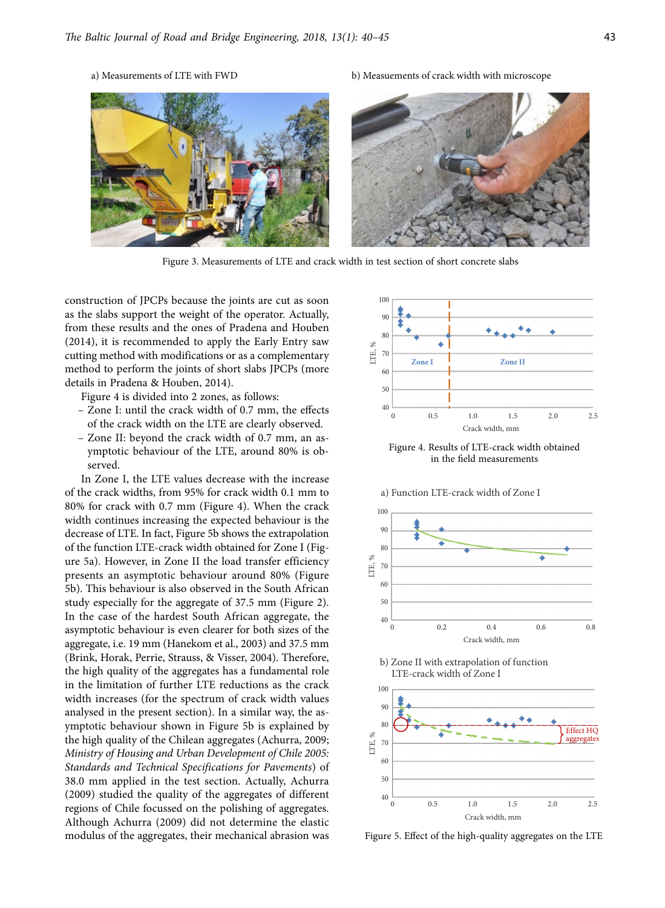a) Measurements of LTE with FWD

b) Measuements of crack width with microscope

Figure 3. Measurements of LTE and crack width in test section of short concrete slabs

construction of JPCPs because the joints are cut as soon as the slabs support the weight of the operator. Actually, from these results and the ones of Pradena and Houben (2014), it is recommended to apply the Early Entry saw cutting method with modifications or as a complementary method to perform the joints of short slabs JPCPs (more details in Pradena & Houben, 2014).

Figure 4 is divided into 2 zones, as follows:

- Zone I: until the crack width of 0.7 mm, the effects of the crack width on the LTE are clearly observed.
- Zone II: beyond the crack width of 0.7 mm, an asymptotic behaviour of the LTE, around 80% is observed.

In Zone I, the LTE values decrease with the increase of the crack widths, from 95% for crack width 0.1 mm to 80% for crack with 0.7 mm (Figure 4). When the crack width continues increasing the expected behaviour is the decrease of LTE. In fact, Figure 5b shows the extrapolation of the function LTE-crack width obtained for Zone I (Figure 5a). However, in Zone II the load transfer efficiency presents an asymptotic behaviour around 80% (Figure 5b). This behaviour is also observed in the South African study especially for the aggregate of 37.5 mm (Figure 2). In the case of the hardest South African aggregate, the asymptotic behaviour is even clearer for both sizes of the aggregate, i.e. 19 mm (Hanekom et al., 2003) and 37.5 mm (Brink, Horak, Perrie, Strauss, & Visser, 2004). Therefore, the high quality of the aggregates has a fundamental role in the limitation of further LTE reductions as the crack width increases (for the spectrum of crack width values analysed in the present section). In a similar way, the asymptotic behaviour shown in Figure 5b is explained by the high quality of the Chilean aggregates (Achurra, 2009; *Ministry of Housing and Urban Development of Chile 2005: Standards and Technical Specifications for Pavements*) of 38.0 mm applied in the test section. Actually, Achurra (2009) studied the quality of the aggregates of different regions of Chile focussed on the polishing of aggregates. Although Achurra (2009) did not determine the elastic modulus of the aggregates, their mechanical abrasion was

Figure 4. Results of LTE-crack width obtained in the field measurements

a) Function LTE-crack width of Zone I

b) Zone II with extrapolation of function LTE-crack width of Zone I

Figure 5. Effect of the high-quality aggregates on the LTE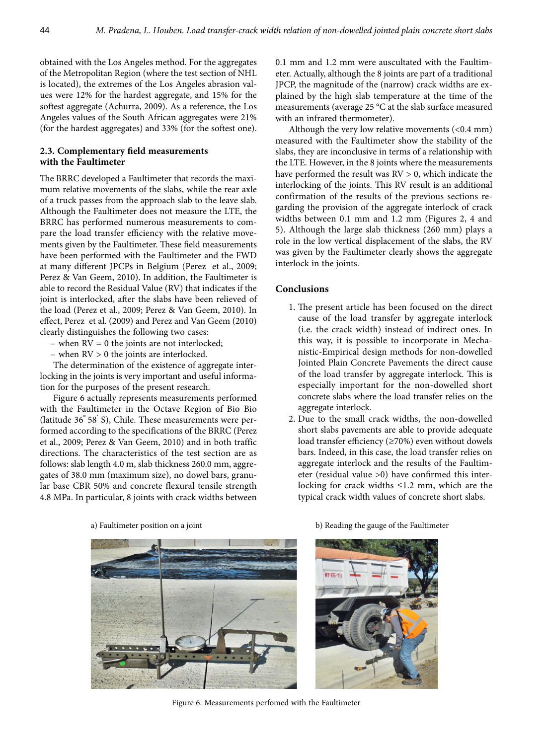obtained with the Los Angeles method. For the aggregates of the Metropolitan Region (where the test section of NHL is located), the extremes of the Los Angeles abrasion values were 12% for the hardest aggregate, and 15% for the softest aggregate (Achurra, 2009). As a reference, the Los Angeles values of the South African aggregates were 21% (for the hardest aggregates) and 33% (for the softest one).

### 2.3. Complementary field measurements with the Faultimeter

The BRRC developed a Faultimeter that records the maximum relative movements of the slabs, while the rear axle of a truck passes from the approach slab to the leave slab. Although the Faultimeter does not measure the LTE, the BRRC has performed numerous measurements to compare the load transfer efficiency with the relative movements given by the Faultimeter. These field measurements have been performed with the Faultimeter and the FWD at many different JPCPs in Belgium (Perez et al., 2009; Perez & Van Geem, 2010). In addition, the Faultimeter is able to record the Residual Value (RV) that indicates if the joint is interlocked, after the slabs have been relieved of the load (Perez et al., 2009; Perez & Van Geem, 2010). In effect, Perez et al. (2009) and Perez and Van Geem (2010) clearly distinguishes the following two cases:

- when RV = 0 the joints are not interlocked;
- when RV > 0 the joints are interlocked.

The determination of the existence of aggregate interlocking in the joints is very important and useful information for the purposes of the present research.

Figure 6 actually represents measurements performed with the Faultimeter in the Octave Region of Bio Bio (latitude 36° 58' S), Chile. These measurements were performed according to the specifications of the BRRC (Perez et al., 2009; Perez & Van Geem, 2010) and in both traffic directions. The characteristics of the test section are as follows: slab length 4.0 m, slab thickness 260.0 mm, aggregates of 38.0 mm (maximum size), no dowel bars, granular base CBR 50% and concrete flexural tensile strength 4.8 MPa. In particular, 8 joints with crack widths between 0.1 mm and 1.2 mm were auscultated with the Faultimeter. Actually, although the 8 joints are part of a traditional JPCP, the magnitude of the (narrow) crack widths are explained by the high slab temperature at the time of the measurements (average 25 °C at the slab surface measured with an infrared thermometer).

Although the very low relative movements (<0.4 mm) measured with the Faultimeter show the stability of the slabs, they are inconclusive in terms of a relationship with the LTE. However, in the 8 joints where the measurements have performed the result was RV > 0, which indicate the interlocking of the joints. This RV result is an additional confirmation of the results of the previous sections regarding the provision of the aggregate interlock of crack widths between 0.1 mm and 1.2 mm (Figures 2, 4 and 5). Although the large slab thickness (260 mm) plays a role in the low vertical displacement of the slabs, the RV was given by the Faultimeter clearly shows the aggregate interlock in the joints.

## Conclusions

1. The present article has been focused on the direct cause of the load transfer by aggregate interlock (i.e. the crack width) instead of indirect ones. In this way, it is possible to incorporate in Mechanistic-Empirical design methods for non-dowelled Jointed Plain Concrete Pavements the direct cause of the load transfer by aggregate interlock. This is especially important for the non-dowelled short concrete slabs where the load transfer relies on the aggregate interlock.
2. Due to the small crack widths, the non-dowelled short slabs pavements are able to provide adequate load transfer efficiency (≥70%) even without dowels bars. Indeed, in this case, the load transfer relies on aggregate interlock and the results of the Faultimeter (residual value >0) have confirmed this interlocking for crack widths ≤1.2 mm, which are the typical crack width values of concrete short slabs.

a) Faultimeter position on a joint

b) Reading the gauge of the Faultimeter

Figure 6. Measurements perfomed with the Faultimeter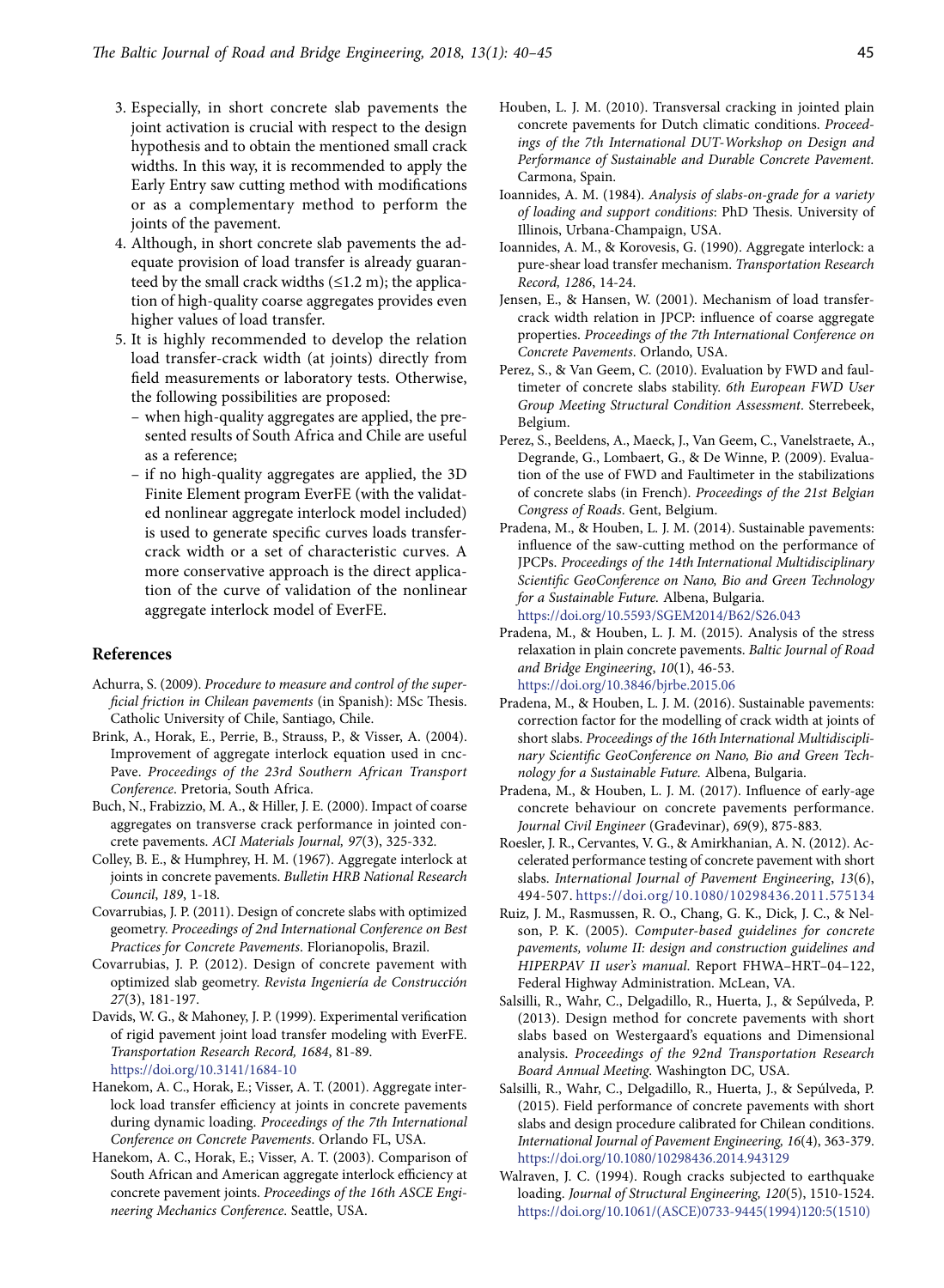3. Especially, in short concrete slab pavements the joint activation is crucial with respect to the design hypothesis and to obtain the mentioned small crack widths. In this way, it is recommended to apply the Early Entry saw cutting method with modifications or as a complementary method to perform the joints of the pavement.
4. Although, in short concrete slab pavements the adequate provision of load transfer is already guaranteed by the small crack widths (≤1.2 m); the application of high-quality coarse aggregates provides even higher values of load transfer.
5. It is highly recommended to develop the relation load transfer-crack width (at joints) directly from field measurements or laboratory tests. Otherwise, the following possibilities are proposed:
   - when high-quality aggregates are applied, the presented results of South Africa and Chile are useful as a reference;
   - if no high-quality aggregates are applied, the 3D Finite Element program EverFE (with the validated nonlinear aggregate interlock model included) is used to generate specific curves loads transfer-crack width or a set of characteristic curves. A more conservative approach is the direct application of the curve of validation of the nonlinear aggregate interlock model of EverFE.

## References

Achurra, S. (2009). *Procedure to measure and control of the superficial friction in Chilean pavements* (in Spanish): MSc Thesis. Catholic University of Chile, Santiago, Chile.

Brink, A., Horak, E., Perrie, B., Strauss, P., & Visser, A. (2004). Improvement of aggregate interlock equation used in cncPave. *Proceedings of the 23rd Southern African Transport Conference*. Pretoria, South Africa.

Buch, N., Frabizzio, M. A., & Hiller, J. E. (2000). Impact of coarse aggregates on transverse crack performance in jointed concrete pavements. *ACI Materials Journal, 97*(3), 325-332.

Colley, B. E., & Humphrey, H. M. (1967). Aggregate interlock at joints in concrete pavements. *Bulletin HRB National Research Council*, *189*, 1-18.

Covarrubias, J. P. (2011). Design of concrete slabs with optimized geometry. *Proceedings of 2nd International Conference on Best Practices for Concrete Pavements*. Florianopolis, Brazil.

Covarrubias, J. P. (2012). Design of concrete pavement with optimized slab geometry. *Revista Ingeniería de Construcción 27*(3), 181-197.

Davids, W. G., & Mahoney, J. P. (1999). Experimental verification of rigid pavement joint load transfer modeling with EverFE. *Transportation Research Record, 1684*, 81-89. https://doi.org/10.3141/1684-10

Hanekom, A. C., Horak, E.; Visser, A. T. (2001). Aggregate interlock load transfer efficiency at joints in concrete pavements during dynamic loading. *Proceedings of the 7th International Conference on Concrete Pavements*. Orlando FL, USA.

Hanekom, A. C., Horak, E.; Visser, A. T. (2003). Comparison of South African and American aggregate interlock efficiency at concrete pavement joints. *Proceedings of the 16th ASCE Engineering Mechanics Conference*. Seattle, USA.

Houben, L. J. M. (2010). Transversal cracking in jointed plain concrete pavements for Dutch climatic conditions. *Proceedings of the 7th International DUT-Workshop on Design and Performance of Sustainable and Durable Concrete Pavement.* Carmona, Spain.

Ioannides, A. M. (1984). *Analysis of slabs-on-grade for a variety of loading and support conditions*: PhD Thesis. University of Illinois, Urbana-Champaign, USA.

Ioannides, A. M., & Korovesis, G. (1990). Aggregate interlock: a pure-shear load transfer mechanism. *Transportation Research Record, 1286*, 14-24.

Jensen, E., & Hansen, W. (2001). Mechanism of load transfer-crack width relation in JPCP: influence of coarse aggregate properties. *Proceedings of the 7th International Conference on Concrete Pavements*. Orlando, USA.

Perez, S., & Van Geem, C. (2010). Evaluation by FWD and faultimeter of concrete slabs stability. *6th European FWD User Group Meeting Structural Condition Assessment*. Sterrebeek, Belgium.

Perez, S., Beeldens, A., Maeck, J., Van Geem, C., Vanelstraete, A., Degrande, G., Lombaert, G., & De Winne, P. (2009). Evaluation of the use of FWD and Faultimeter in the stabilizations of concrete slabs (in French). *Proceedings of the 21st Belgian Congress of Roads*. Gent, Belgium.

Pradena, M., & Houben, L. J. M. (2014). Sustainable pavements: influence of the saw-cutting method on the performance of JPCPs. *Proceedings of the 14th International Multidisciplinary Scientific GeoConference on Nano, Bio and Green Technology for a Sustainable Future.* Albena, Bulgaria. https://doi.org/10.5593/SGEM2014/B62/S26.043

Pradena, M., & Houben, L. J. M. (2015). Analysis of the stress relaxation in plain concrete pavements. *Baltic Journal of Road and Bridge Engineering*, *10*(1), 46-53. https://doi.org/10.3846/bjrbe.2015.06

Pradena, M., & Houben, L. J. M. (2016). Sustainable pavements: correction factor for the modelling of crack width at joints of short slabs. *Proceedings of the 16th International Multidisciplinary Scientific GeoConference on Nano, Bio and Green Technology for a Sustainable Future.* Albena, Bulgaria.

Pradena, M., & Houben, L. J. M. (2017). Influence of early-age concrete behaviour on concrete pavements performance. *Journal Civil Engineer* (Građevinar), *69*(9), 875-883.

Roesler, J. R., Cervantes, V. G., & Amirkhanian, A. N. (2012). Accelerated performance testing of concrete pavement with short slabs. *International Journal of Pavement Engineering*, *13*(6), 494-507. https://doi.org/10.1080/10298436.2011.575134

Ruiz, J. M., Rasmussen, R. O., Chang, G. K., Dick, J. C., & Nelson, P. K. (2005). *Computer-based guidelines for concrete pavements, volume II: design and construction guidelines and HIPERPAV II user's manual*. Report FHWA–HRT–04–122, Federal Highway Administration. McLean, VA.

Salsilli, R., Wahr, C., Delgadillo, R., Huerta, J., & Sepúlveda, P. (2013). Design method for concrete pavements with short slabs based on Westergaard's equations and Dimensional analysis. *Proceedings of the 92nd Transportation Research Board Annual Meeting*. Washington DC, USA.

Salsilli, R., Wahr, C., Delgadillo, R., Huerta, J., & Sepúlveda, P. (2015). Field performance of concrete pavements with short slabs and design procedure calibrated for Chilean conditions. *International Journal of Pavement Engineering, 16*(4), 363-379. https://doi.org/10.1080/10298436.2014.943129

Walraven, J. C. (1994). Rough cracks subjected to earthquake loading. *Journal of Structural Engineering, 120*(5), 1510-1524. https://doi.org/10.1061/(ASCE)0733-9445(1994)120:5(1510)